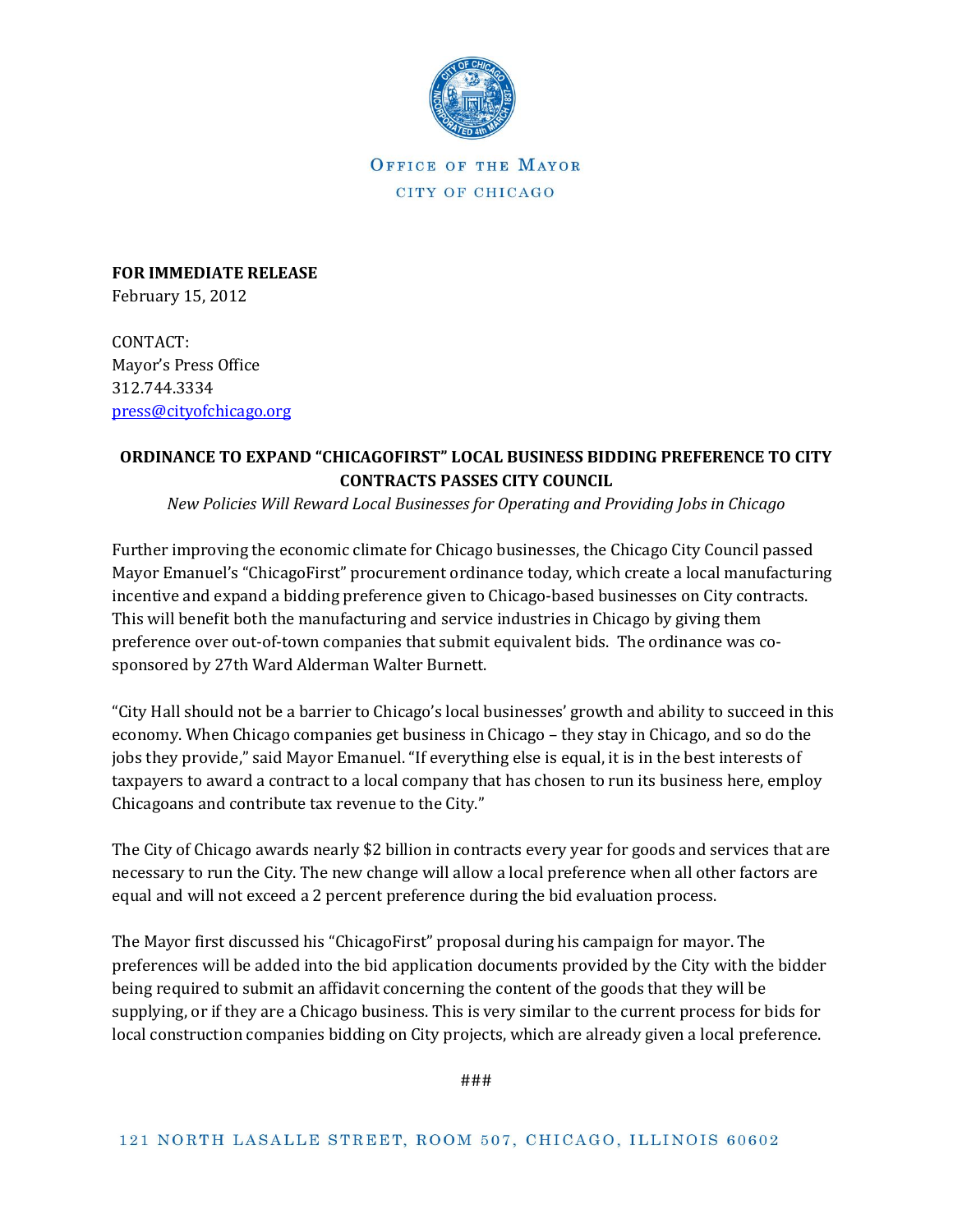OFFICE OF THE MAYOR

CITY OF CHICAGO

**FOR IMMEDIATE RELEASE**
February 15, 2012

CONTACT:
Mayor's Press Office
312.744.3334
press@cityofchicago.org

## ORDINANCE TO EXPAND "CHICAGOFIRST" LOCAL BUSINESS BIDDING PREFERENCE TO CITY CONTRACTS PASSES CITY COUNCIL

*New Policies Will Reward Local Businesses for Operating and Providing Jobs in Chicago*

Further improving the economic climate for Chicago businesses, the Chicago City Council passed Mayor Emanuel's "ChicagoFirst" procurement ordinance today, which create a local manufacturing incentive and expand a bidding preference given to Chicago-based businesses on City contracts. This will benefit both the manufacturing and service industries in Chicago by giving them preference over out-of-town companies that submit equivalent bids. The ordinance was co-sponsored by 27th Ward Alderman Walter Burnett.

"City Hall should not be a barrier to Chicago's local businesses' growth and ability to succeed in this economy. When Chicago companies get business in Chicago – they stay in Chicago, and so do the jobs they provide," said Mayor Emanuel. "If everything else is equal, it is in the best interests of taxpayers to award a contract to a local company that has chosen to run its business here, employ Chicagoans and contribute tax revenue to the City."

The City of Chicago awards nearly $2 billion in contracts every year for goods and services that are necessary to run the City. The new change will allow a local preference when all other factors are equal and will not exceed a 2 percent preference during the bid evaluation process.

The Mayor first discussed his "ChicagoFirst" proposal during his campaign for mayor. The preferences will be added into the bid application documents provided by the City with the bidder being required to submit an affidavit concerning the content of the goods that they will be supplying, or if they are a Chicago business. This is very similar to the current process for bids for local construction companies bidding on City projects, which are already given a local preference.

###

121 NORTH LASALLE STREET, ROOM 507, CHICAGO, ILLINOIS 60602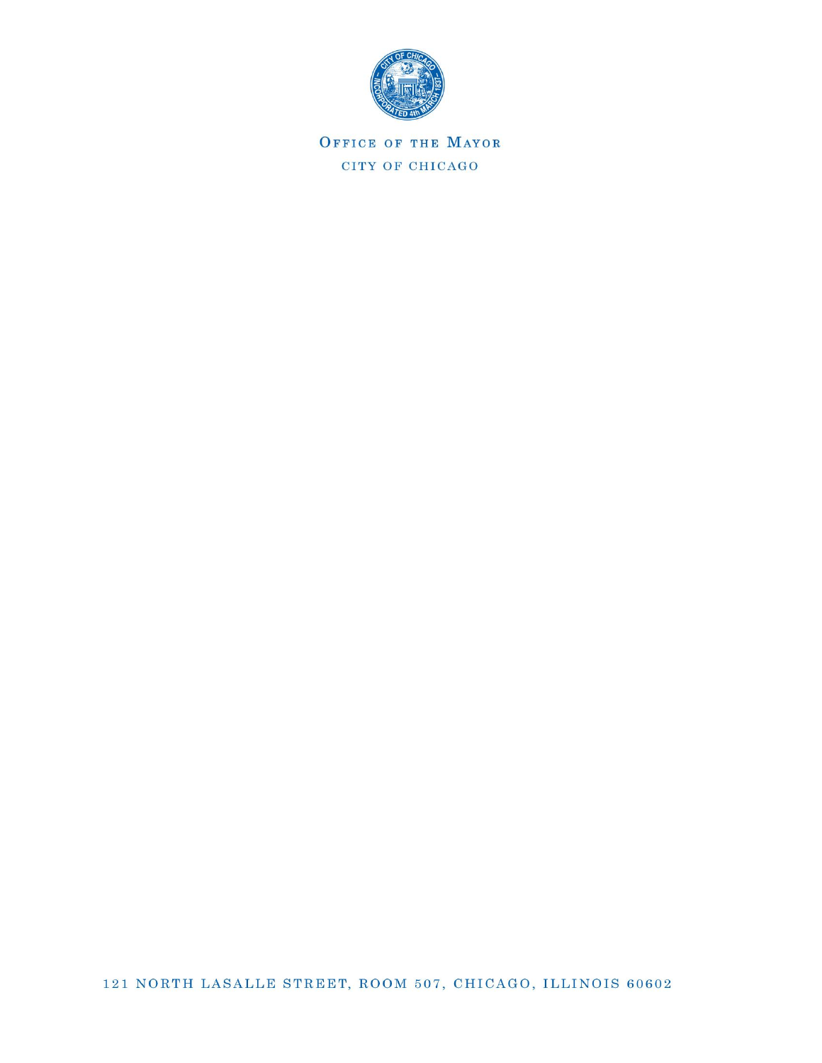OFFICE OF THE MAYOR

CITY OF CHICAGO

121 NORTH LASALLE STREET, ROOM 507, CHICAGO, ILLINOIS 60602